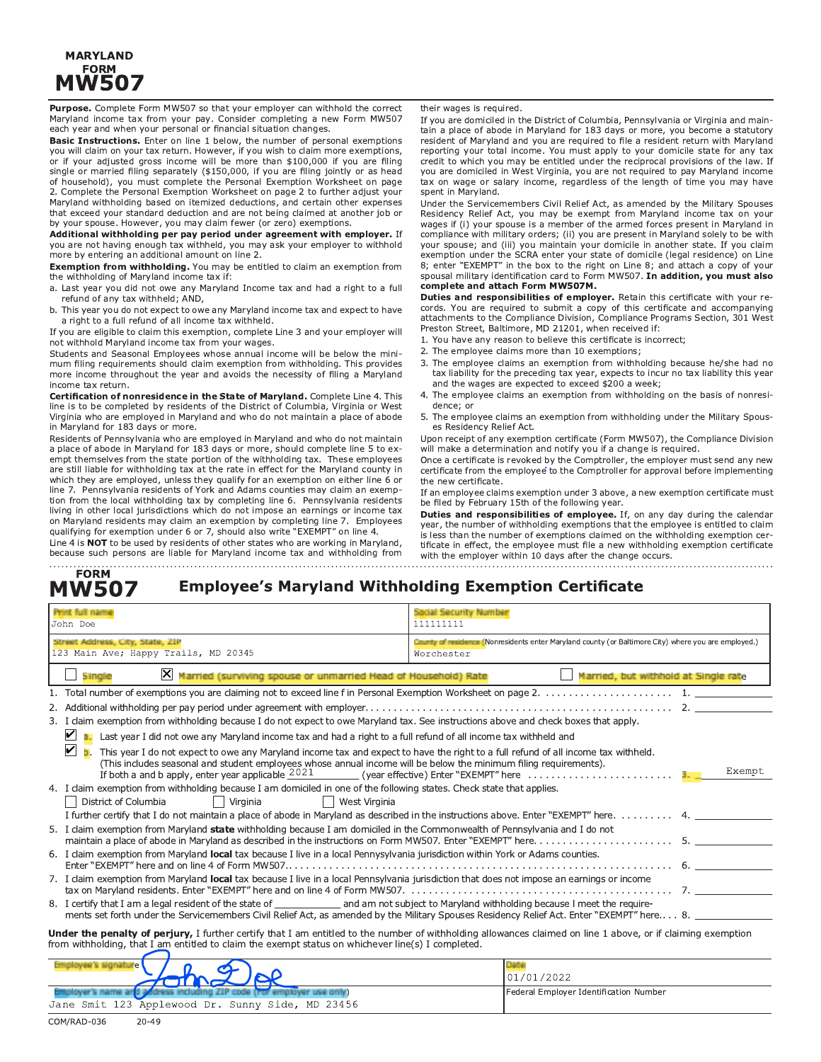# MARYLAND FORM MW507

**Purpose.** Complete Form MW507 so that your employer can withhold the correct Maryland income tax from your pay. Consider completing a new Form MW507 each year and when your personal or financial situation changes.

**Basic Instructions.** Enter on line 1 below, the number of personal exemptions you will claim on your tax return. However, if you wish to claim more exemptions, or if your adjusted gross income will be more than $100,000 if you are filing single or married filing separately ($150,000, if you are filing jointly or as head of household), you must complete the Personal Exemption Worksheet on page 2. Complete the Personal Exemption Worksheet on page 2 to further adjust your Maryland withholding based on itemized deductions, and certain other expenses that exceed your standard deduction and are not being claimed at another job or by your spouse. However, you may claim fewer (or zero) exemptions.

**Additional withholding per pay period under agreement with employer.** If you are not having enough tax withheld, you may ask your employer to withhold more by entering an additional amount on line 2.

**Exemption from withholding.** You may be entitled to claim an exemption from the withholding of Maryland income tax if:

a. Last year you did not owe any Maryland Income tax and had a right to a full refund of any tax withheld; AND,

b. This year you do not expect to owe any Maryland income tax and expect to have a right to a full refund of all income tax withheld.

If you are eligible to claim this exemption, complete Line 3 and your employer will not withhold Maryland income tax from your wages.

Students and Seasonal Employees whose annual income will be below the minimum filing requirements should claim exemption from withholding. This provides more income throughout the year and avoids the necessity of filing a Maryland income tax return.

**Certification of nonresidence in the State of Maryland.** Complete Line 4. This line is to be completed by residents of the District of Columbia, Virginia or West Virginia who are employed in Maryland and who do not maintain a place of abode in Maryland for 183 days or more.

Residents of Pennsylvania who are employed in Maryland and who do not maintain a place of abode in Maryland for 183 days or more, should complete line 5 to exempt themselves from the state portion of the withholding tax. These employees are still liable for withholding tax at the rate in effect for the Maryland county in which they are employed, unless they qualify for an exemption on either line 6 or line 7. Pennsylvania residents of York and Adams counties may claim an exemption from the local withholding tax by completing line 6. Pennsylvania residents living in other local jurisdictions which do not impose an earnings or income tax on Maryland residents may claim an exemption by completing line 7. Employees qualifying for exemption under 6 or 7, should also write "EXEMPT" on line 4.

Line 4 is **NOT** to be used by residents of other states who are working in Maryland, because such persons are liable for Maryland income tax and withholding from their wages is required.

If you are domiciled in the District of Columbia, Pennsylvania or Virginia and maintain a place of abode in Maryland for 183 days or more, you become a statutory resident of Maryland and you are required to file a resident return with Maryland reporting your total income. You must apply to your domicile state for any tax credit to which you may be entitled under the reciprocal provisions of the law. If you are domiciled in West Virginia, you are not required to pay Maryland income tax on wage or salary income, regardless of the length of time you may have spent in Maryland.

Under the Servicemembers Civil Relief Act, as amended by the Military Spouses Residency Relief Act, you may be exempt from Maryland income tax on your wages if (i) your spouse is a member of the armed forces present in Maryland in compliance with military orders; (ii) you are present in Maryland solely to be with your spouse; and (iii) you maintain your domicile in another state. If you claim exemption under the SCRA enter your state of domicile (legal residence) on Line 8; enter "EXEMPT" in the box to the right on Line 8; and attach a copy of your spousal military identification card to Form MW507. **In addition, you must also complete and attach Form MW507M.**

**Duties and responsibilities of employer.** Retain this certificate with your records. You are required to submit a copy of this certificate and accompanying attachments to the Compliance Division, Compliance Programs Section, 301 West Preston Street, Baltimore, MD 21201, when received if:

1. You have any reason to believe this certificate is incorrect;
2. The employee claims more than 10 exemptions;
3. The employee claims an exemption from withholding because he/she had no tax liability for the preceding tax year, expects to incur no tax liability this year and the wages are expected to exceed $200 a week;
4. The employee claims an exemption from withholding on the basis of nonresidence; or
5. The employee claims an exemption from withholding under the Military Spouses Residency Relief Act.

Upon receipt of any exemption certificate (Form MW507), the Compliance Division will make a determination and notify you if a change is required.

Once a certificate is revoked by the Comptroller, the employer must send any new certificate from the employee to the Comptroller for approval before implementing the new certificate.

If an employee claims exemption under 3 above, a new exemption certificate must be filed by February 15th of the following year.

**Duties and responsibilities of employee.** If, on any day during the calendar year, the number of withholding exemptions that the employee is entitled to claim is less than the number of exemptions claimed on the withholding exemption certificate in effect, the employee must file a new withholding exemption certificate with the employer within 10 days after the change occurs.

---

## FORM MW507 Employee's Maryland Withholding Exemption Certificate

| Print full name | Social Security Number |
|---|---|
| John Doe | 111111111 |
| **Street Address, City, State, ZIP** | **County of residence** (Nonresidents enter Maryland county (or Baltimore City) where you are employed.) |
| 123 Main Ave; Happy Trails, MD 20345 | Worchester |

☐ Single ☒ Married (surviving spouse or unmarried Head of Household) Rate ☐ Married, but withhold at Single rate

1. Total number of exemptions you are claiming not to exceed line f in Personal Exemption Worksheet on page 2. . . . . 1. ______
2. Additional withholding per pay period under agreement with employer. . . . . 2. ______
3. I claim exemption from withholding because I do not expect to owe Maryland tax. See instructions above and check boxes that apply.
   - ☑ a. Last year I did not owe any Maryland income tax and had a right to a full refund of all income tax withheld and
   - ☑ b. This year I do not expect to owe any Maryland income tax and expect to have the right to a full refund of all income tax withheld. (This includes seasonal and student employees whose annual income will be below the minimum filing requirements.)

   If both a and b apply, enter year applicable 2021 (year effective) Enter "EXEMPT" here . . . . . 3. Exempt
4. I claim exemption from withholding because I am domiciled in one of the following states. Check state that applies.

   ☐ District of Columbia ☐ Virginia ☐ West Virginia

   I further certify that I do not maintain a place of abode in Maryland as described in the instructions above. Enter "EXEMPT" here. . . . . 4. ______
5. I claim exemption from Maryland **state** withholding because I am domiciled in the Commonwealth of Pennsylvania and I do not maintain a place of abode in Maryland as described in the instructions on Form MW507. Enter "EXEMPT" here. . . . . 5. ______
6. I claim exemption from Maryland **local** tax because I live in a local Pennsylvania jurisdiction within York or Adams counties. Enter "EXEMPT" here and on line 4 of Form MW507. . . . . 6. ______
7. I claim exemption from Maryland **local** tax because I live in a local Pennsylvania jurisdiction that does not impose an earnings or income tax on Maryland residents. Enter "EXEMPT" here and on line 4 of Form MW507. . . . . 7. ______
8. I certify that I am a legal resident of the state of __________ and am not subject to Maryland withholding because I meet the requirements set forth under the Servicemembers Civil Relief Act, as amended by the Military Spouses Residency Relief Act. Enter "EXEMPT" here. . . . . 8. ______

**Under the penalty of perjury,** I further certify that I am entitled to the number of withholding allowances claimed on line 1 above, or if claiming exemption from withholding, that I am entitled to claim the exempt status on whichever line(s) I completed.

| Employee's signature | Date |
|---|---|
| John Doe (signed) | 01/01/2022 |
| **Employer's name and address including ZIP code (For employer use only)** | **Federal Employer Identification Number** |
| Jane Smit 123 Applewood Dr. Sunny Side, MD 23456 | |

COM/RAD-036 20-49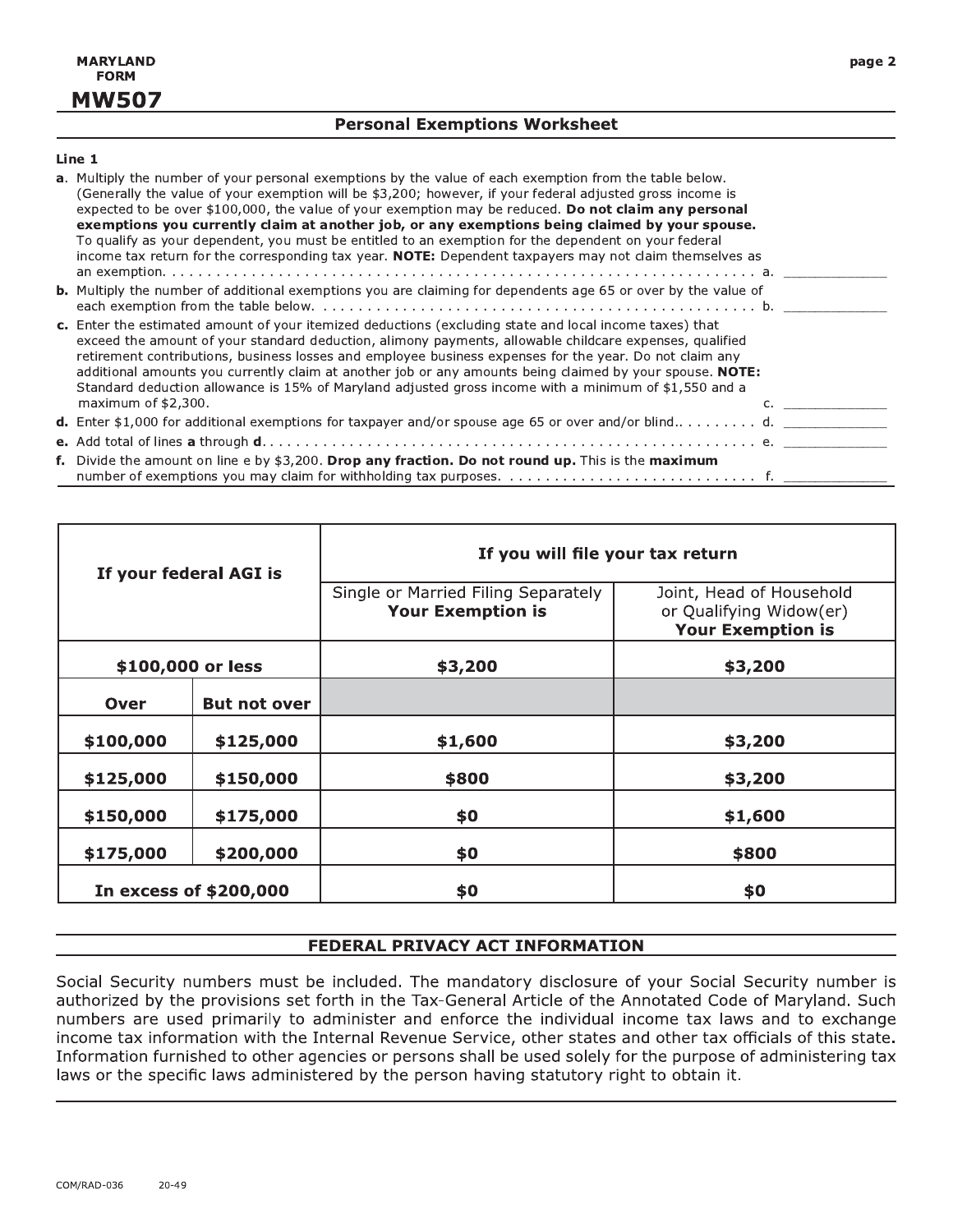MARYLAND FORM

# MW507

## Personal Exemptions Worksheet

**Line 1**

**a**. Multiply the number of your personal exemptions by the value of each exemption from the table below. (Generally the value of your exemption will be $3,200; however, if your federal adjusted gross income is expected to be over $100,000, the value of your exemption may be reduced. **Do not claim any personal exemptions you currently claim at another job, or any exemptions being claimed by your spouse.** To qualify as your dependent, you must be entitled to an exemption for the dependent on your federal income tax return for the corresponding tax year. **NOTE:** Dependent taxpayers may not claim themselves as an exemption. . . . . . . . . . . . . . . . . . . . . . . . . . . . . . . . . . . . . . . . . . . . . . . . . . . . . . . . . . . . . . . . . . . a. ____________

**b.** Multiply the number of additional exemptions you are claiming for dependents age 65 or over by the value of each exemption from the table below. . . . . . . . . . . . . . . . . . . . . . . . . . . . . . . . . . . . . . . . . . . . . . . . . . . b. ____________

**c.** Enter the estimated amount of your itemized deductions (excluding state and local income taxes) that exceed the amount of your standard deduction, alimony payments, allowable childcare expenses, qualified retirement contributions, business losses and employee business expenses for the year. Do not claim any additional amounts you currently claim at another job or any amounts being claimed by your spouse. **NOTE:** Standard deduction allowance is 15% of Maryland adjusted gross income with a minimum of $1,550 and a maximum of $2,300. c. ____________

**d.** Enter $1,000 for additional exemptions for taxpayer and/or spouse age 65 or over and/or blind.. . . . . . . . . d. ____________

**e.** Add total of lines **a** through **d**. . . . . . . . . . . . . . . . . . . . . . . . . . . . . . . . . . . . . . . . . . . . . . . . . . . . . . . . . . e. ____________

**f.** Divide the amount on line e by $3,200. **Drop any fraction. Do not round up.** This is the **maximum** number of exemptions you may claim for withholding tax purposes. . . . . . . . . . . . . . . . . . . . . . . . . . . . . f. ____________

| **If your federal AGI is** | | **If you will file your tax return** | |
|---|---|---|---|
| | | Single or Married Filing Separately **Your Exemption is** | Joint, Head of Household or Qualifying Widow(er) **Your Exemption is** |
| **$100,000 or less** | | **$3,200** | **$3,200** |
| **Over** | **But not over** | | |
| **$100,000** | **$125,000** | **$1,600** | **$3,200** |
| **$125,000** | **$150,000** | **$800** | **$3,200** |
| **$150,000** | **$175,000** | **$0** | **$1,600** |
| **$175,000** | **$200,000** | **$0** | **$800** |
| **In excess of $200,000** | | **$0** | **$0** |

## FEDERAL PRIVACY ACT INFORMATION

Social Security numbers must be included. The mandatory disclosure of your Social Security number is authorized by the provisions set forth in the Tax-General Article of the Annotated Code of Maryland. Such numbers are used primarily to administer and enforce the individual income tax laws and to exchange income tax information with the Internal Revenue Service, other states and other tax officials of this state. Information furnished to other agencies or persons shall be used solely for the purpose of administering tax laws or the specific laws administered by the person having statutory right to obtain it.

COM/RAD-036 20-49